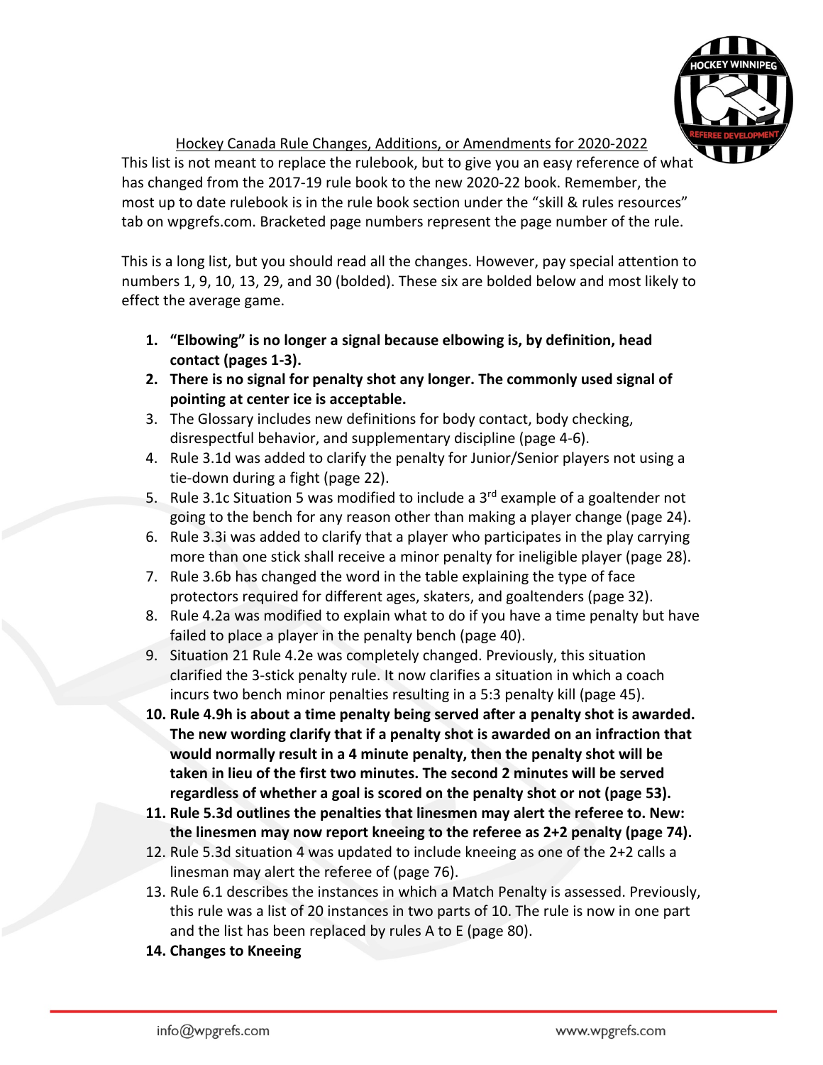Hockey Canada Rule Changes, Additions, or Amendments for 2020-2022

This list is not meant to replace the rulebook, but to give you an easy reference of what has changed from the 2017-19 rule book to the new 2020-22 book. Remember, the most up to date rulebook is in the rule book section under the "skill & rules resources" tab on wpgrefs.com. Bracketed page numbers represent the page number of the rule.

This is a long list, but you should read all the changes. However, pay special attention to numbers 1, 9, 10, 13, 29, and 30 (bolded). These six are bolded below and most likely to effect the average game.

1. **"Elbowing" is no longer a signal because elbowing is, by definition, head contact (pages 1-3).**
2. **There is no signal for penalty shot any longer. The commonly used signal of pointing at center ice is acceptable.**
3. The Glossary includes new definitions for body contact, body checking, disrespectful behavior, and supplementary discipline (page 4-6).
4. Rule 3.1d was added to clarify the penalty for Junior/Senior players not using a tie-down during a fight (page 22).
5. Rule 3.1c Situation 5 was modified to include a 3rd example of a goaltender not going to the bench for any reason other than making a player change (page 24).
6. Rule 3.3i was added to clarify that a player who participates in the play carrying more than one stick shall receive a minor penalty for ineligible player (page 28).
7. Rule 3.6b has changed the word in the table explaining the type of face protectors required for different ages, skaters, and goaltenders (page 32).
8. Rule 4.2a was modified to explain what to do if you have a time penalty but have failed to place a player in the penalty bench (page 40).
9. Situation 21 Rule 4.2e was completely changed. Previously, this situation clarified the 3-stick penalty rule. It now clarifies a situation in which a coach incurs two bench minor penalties resulting in a 5:3 penalty kill (page 45).
10. **Rule 4.9h is about a time penalty being served after a penalty shot is awarded. The new wording clarify that if a penalty shot is awarded on an infraction that would normally result in a 4 minute penalty, then the penalty shot will be taken in lieu of the first two minutes. The second 2 minutes will be served regardless of whether a goal is scored on the penalty shot or not (page 53).**
11. **Rule 5.3d outlines the penalties that linesmen may alert the referee to. New: the linesmen may now report kneeing to the referee as 2+2 penalty (page 74).**
12. Rule 5.3d situation 4 was updated to include kneeing as one of the 2+2 calls a linesman may alert the referee of (page 76).
13. Rule 6.1 describes the instances in which a Match Penalty is assessed. Previously, this rule was a list of 20 instances in two parts of 10. The rule is now in one part and the list has been replaced by rules A to E (page 80).
14. **Changes to Kneeing**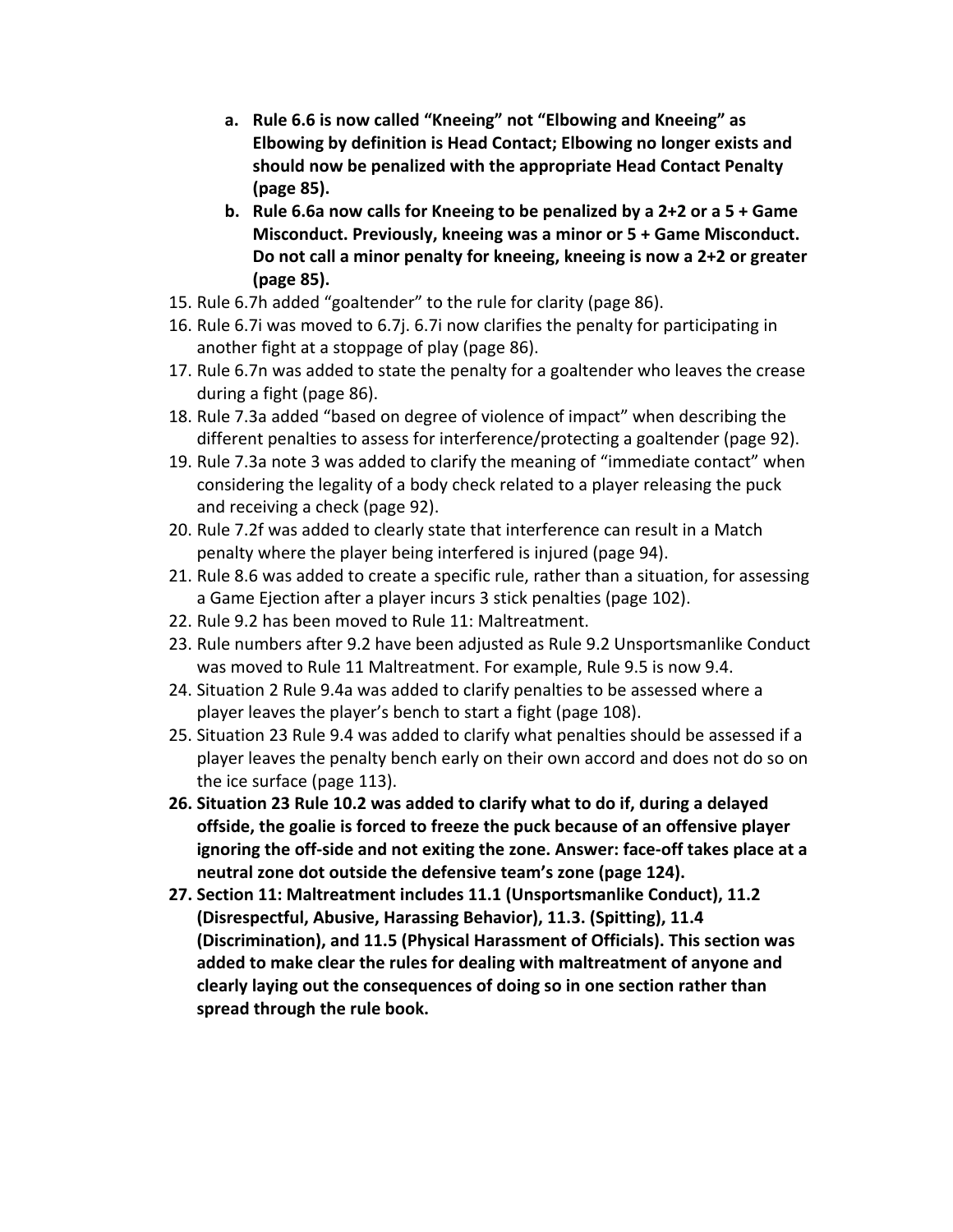a. **Rule 6.6 is now called "Kneeing" not "Elbowing and Kneeing" as Elbowing by definition is Head Contact; Elbowing no longer exists and should now be penalized with the appropriate Head Contact Penalty (page 85).**
   b. **Rule 6.6a now calls for Kneeing to be penalized by a 2+2 or a 5 + Game Misconduct. Previously, kneeing was a minor or 5 + Game Misconduct. Do not call a minor penalty for kneeing, kneeing is now a 2+2 or greater (page 85).**

15. Rule 6.7h added "goaltender" to the rule for clarity (page 86).
16. Rule 6.7i was moved to 6.7j. 6.7i now clarifies the penalty for participating in another fight at a stoppage of play (page 86).
17. Rule 6.7n was added to state the penalty for a goaltender who leaves the crease during a fight (page 86).
18. Rule 7.3a added "based on degree of violence of impact" when describing the different penalties to assess for interference/protecting a goaltender (page 92).
19. Rule 7.3a note 3 was added to clarify the meaning of "immediate contact" when considering the legality of a body check related to a player releasing the puck and receiving a check (page 92).
20. Rule 7.2f was added to clearly state that interference can result in a Match penalty where the player being interfered is injured (page 94).
21. Rule 8.6 was added to create a specific rule, rather than a situation, for assessing a Game Ejection after a player incurs 3 stick penalties (page 102).
22. Rule 9.2 has been moved to Rule 11: Maltreatment.
23. Rule numbers after 9.2 have been adjusted as Rule 9.2 Unsportsmanlike Conduct was moved to Rule 11 Maltreatment. For example, Rule 9.5 is now 9.4.
24. Situation 2 Rule 9.4a was added to clarify penalties to be assessed where a player leaves the player's bench to start a fight (page 108).
25. Situation 23 Rule 9.4 was added to clarify what penalties should be assessed if a player leaves the penalty bench early on their own accord and does not do so on the ice surface (page 113).
26. **Situation 23 Rule 10.2 was added to clarify what to do if, during a delayed offside, the goalie is forced to freeze the puck because of an offensive player ignoring the off-side and not exiting the zone. Answer: face-off takes place at a neutral zone dot outside the defensive team's zone (page 124).**
27. **Section 11: Maltreatment includes 11.1 (Unsportsmanlike Conduct), 11.2 (Disrespectful, Abusive, Harassing Behavior), 11.3. (Spitting), 11.4 (Discrimination), and 11.5 (Physical Harassment of Officials). This section was added to make clear the rules for dealing with maltreatment of anyone and clearly laying out the consequences of doing so in one section rather than spread through the rule book.**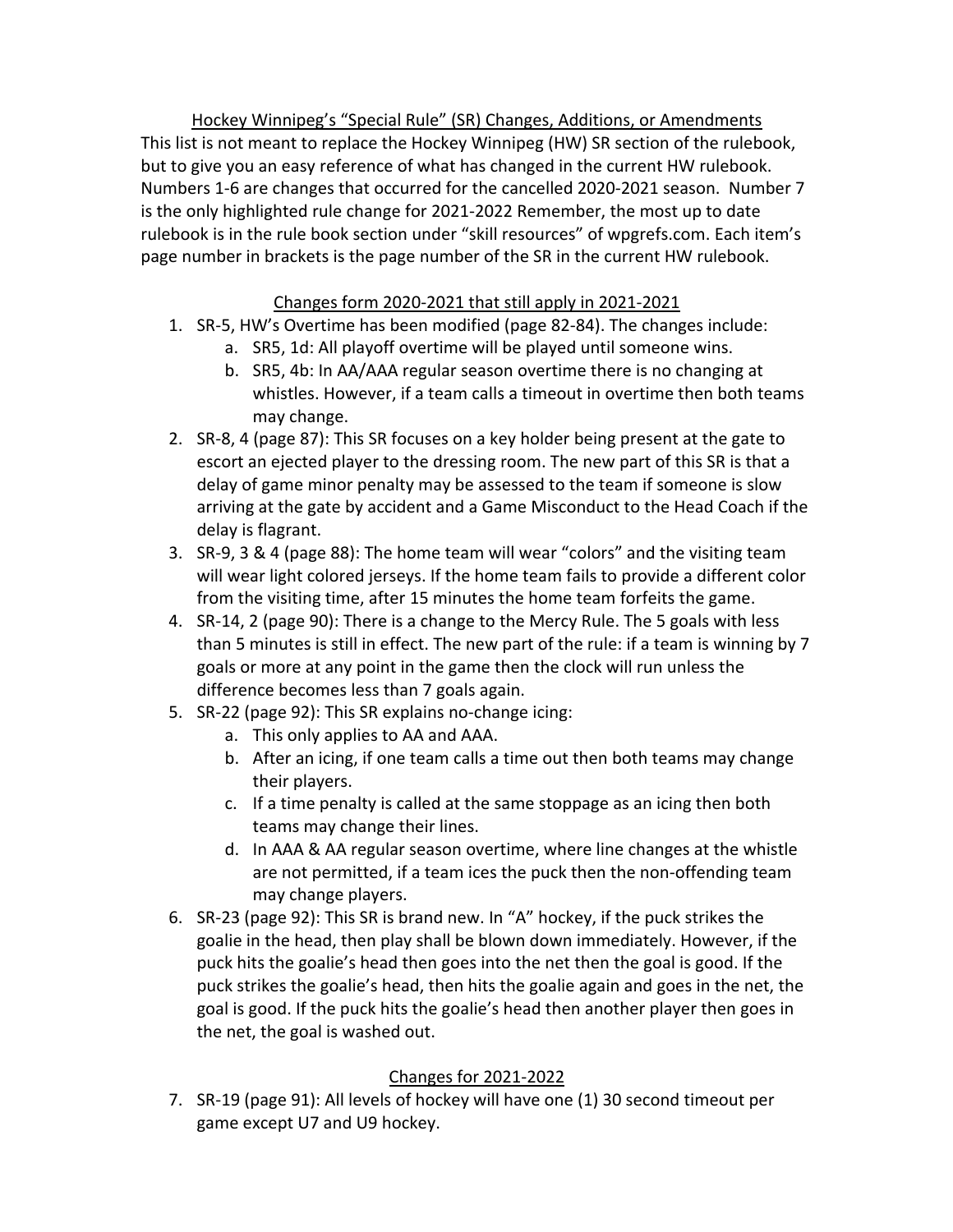# Hockey Winnipeg's "Special Rule" (SR) Changes, Additions, or Amendments

This list is not meant to replace the Hockey Winnipeg (HW) SR section of the rulebook, but to give you an easy reference of what has changed in the current HW rulebook. Numbers 1-6 are changes that occurred for the cancelled 2020-2021 season. Number 7 is the only highlighted rule change for 2021-2022 Remember, the most up to date rulebook is in the rule book section under "skill resources" of wpgrefs.com. Each item's page number in brackets is the page number of the SR in the current HW rulebook.

## Changes form 2020-2021 that still apply in 2021-2021

1. SR-5, HW's Overtime has been modified (page 82-84). The changes include:
   a. SR5, 1d: All playoff overtime will be played until someone wins.
   b. SR5, 4b: In AA/AAA regular season overtime there is no changing at whistles. However, if a team calls a timeout in overtime then both teams may change.
2. SR-8, 4 (page 87): This SR focuses on a key holder being present at the gate to escort an ejected player to the dressing room. The new part of this SR is that a delay of game minor penalty may be assessed to the team if someone is slow arriving at the gate by accident and a Game Misconduct to the Head Coach if the delay is flagrant.
3. SR-9, 3 & 4 (page 88): The home team will wear "colors" and the visiting team will wear light colored jerseys. If the home team fails to provide a different color from the visiting time, after 15 minutes the home team forfeits the game.
4. SR-14, 2 (page 90): There is a change to the Mercy Rule. The 5 goals with less than 5 minutes is still in effect. The new part of the rule: if a team is winning by 7 goals or more at any point in the game then the clock will run unless the difference becomes less than 7 goals again.
5. SR-22 (page 92): This SR explains no-change icing:
   a. This only applies to AA and AAA.
   b. After an icing, if one team calls a time out then both teams may change their players.
   c. If a time penalty is called at the same stoppage as an icing then both teams may change their lines.
   d. In AAA & AA regular season overtime, where line changes at the whistle are not permitted, if a team ices the puck then the non-offending team may change players.
6. SR-23 (page 92): This SR is brand new. In "A" hockey, if the puck strikes the goalie in the head, then play shall be blown down immediately. However, if the puck hits the goalie's head then goes into the net then the goal is good. If the puck strikes the goalie's head, then hits the goalie again and goes in the net, the goal is good. If the puck hits the goalie's head then another player then goes in the net, the goal is washed out.

## Changes for 2021-2022

7. SR-19 (page 91): All levels of hockey will have one (1) 30 second timeout per game except U7 and U9 hockey.